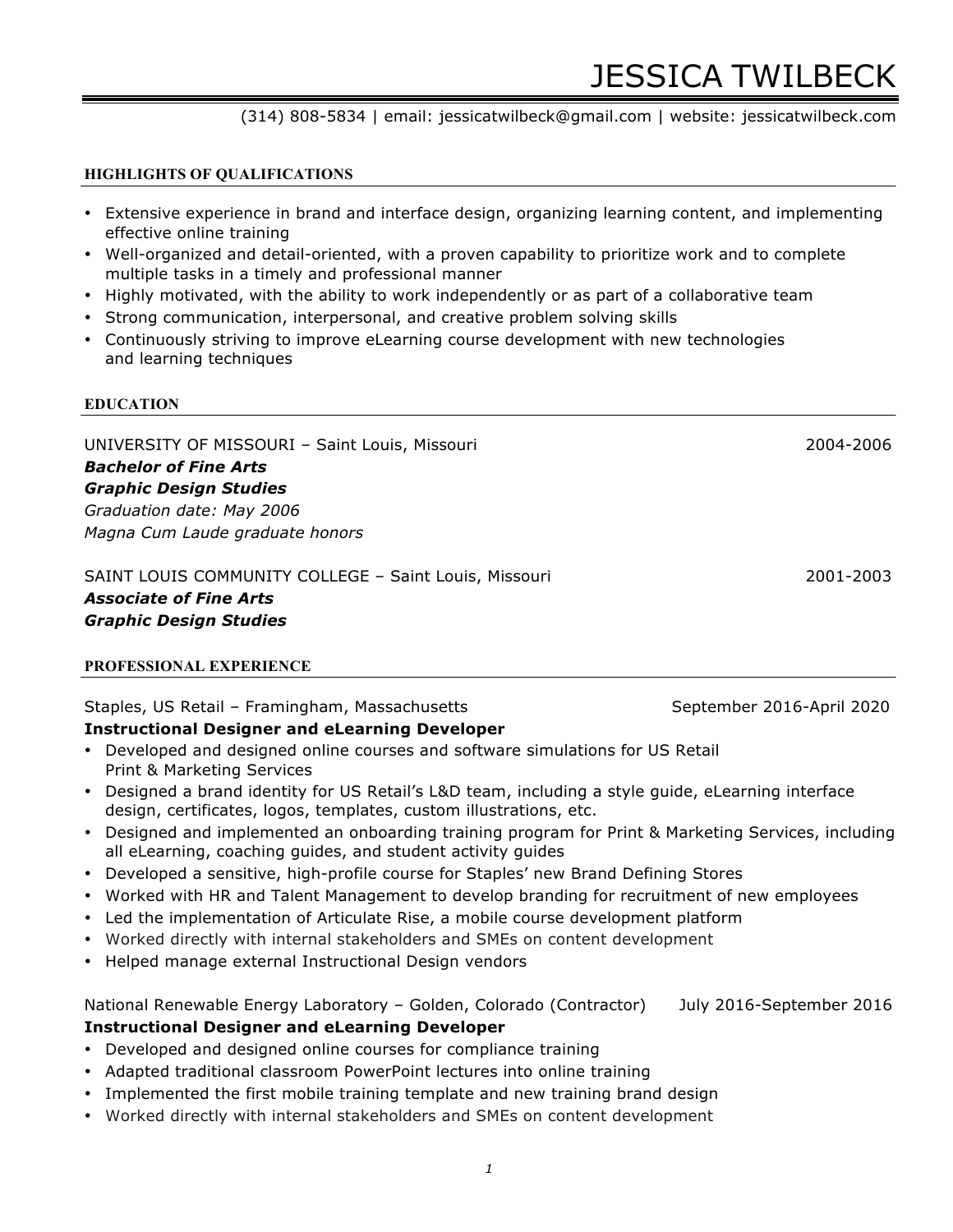# JESSICA TWILBECK

(314) 808-5834 | email: jessicatwilbeck@gmail.com | website: jessicatwilbeck.com

## HIGHLIGHTS OF QUALIFICATIONS

- Extensive experience in brand and interface design, organizing learning content, and implementing effective online training
- Well-organized and detail-oriented, with a proven capability to prioritize work and to complete multiple tasks in a timely and professional manner
- Highly motivated, with the ability to work independently or as part of a collaborative team
- Strong communication, interpersonal, and creative problem solving skills
- Continuously striving to improve eLearning course development with new technologies and learning techniques

## EDUCATION

UNIVERSITY OF MISSOURI – Saint Louis, Missouri — 2004-2006
***Bachelor of Fine Arts***
***Graphic Design Studies***
*Graduation date: May 2006*
*Magna Cum Laude graduate honors*

SAINT LOUIS COMMUNITY COLLEGE – Saint Louis, Missouri — 2001-2003
***Associate of Fine Arts***
***Graphic Design Studies***

## PROFESSIONAL EXPERIENCE

Staples, US Retail – Framingham, Massachusetts — September 2016-April 2020
**Instructional Designer and eLearning Developer**

- Developed and designed online courses and software simulations for US Retail Print & Marketing Services
- Designed a brand identity for US Retail's L&D team, including a style guide, eLearning interface design, certificates, logos, templates, custom illustrations, etc.
- Designed and implemented an onboarding training program for Print & Marketing Services, including all eLearning, coaching guides, and student activity guides
- Developed a sensitive, high-profile course for Staples' new Brand Defining Stores
- Worked with HR and Talent Management to develop branding for recruitment of new employees
- Led the implementation of Articulate Rise, a mobile course development platform
- Worked directly with internal stakeholders and SMEs on content development
- Helped manage external Instructional Design vendors

National Renewable Energy Laboratory – Golden, Colorado (Contractor) — July 2016-September 2016
**Instructional Designer and eLearning Developer**

- Developed and designed online courses for compliance training
- Adapted traditional classroom PowerPoint lectures into online training
- Implemented the first mobile training template and new training brand design
- Worked directly with internal stakeholders and SMEs on content development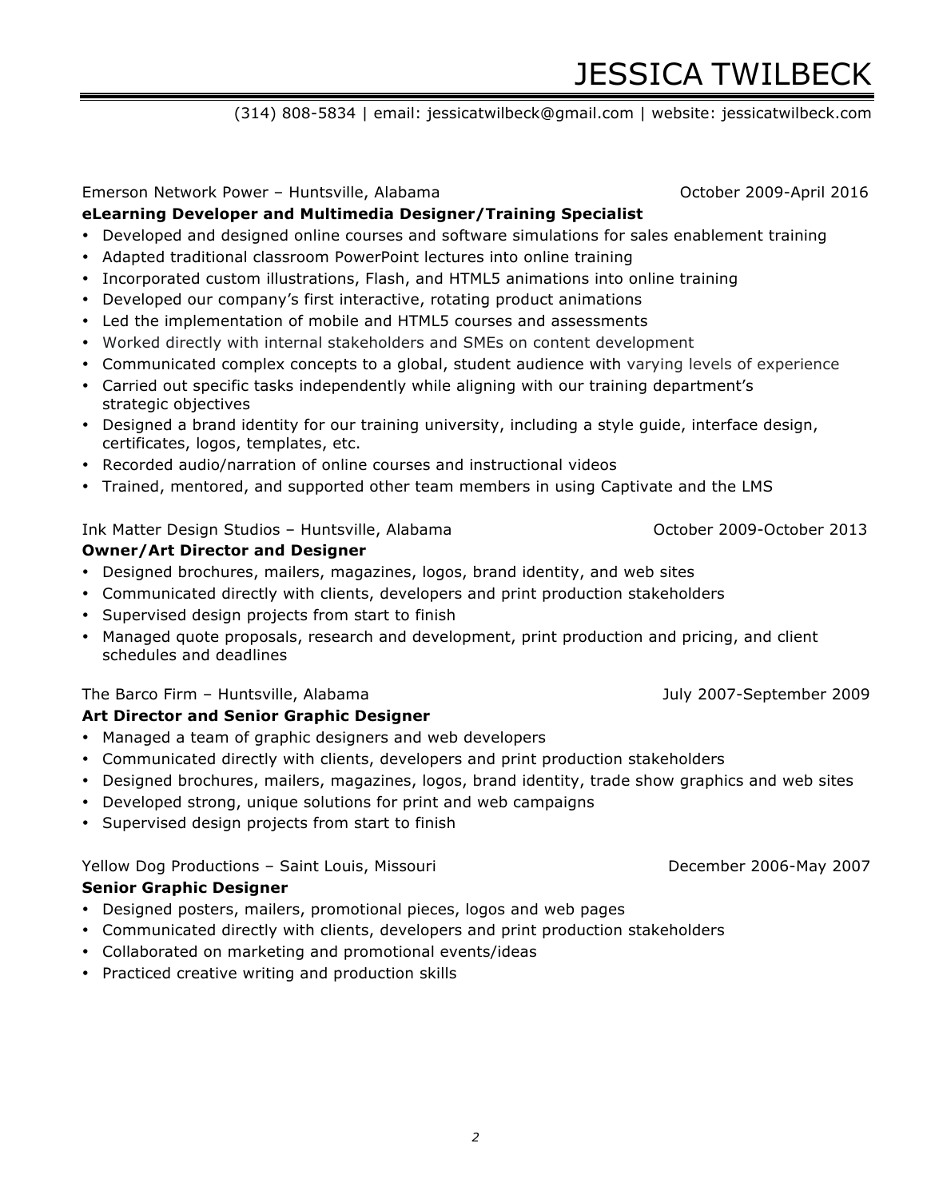# JESSICA TWILBECK

(314) 808-5834 | email: jessicatwilbeck@gmail.com | website: jessicatwilbeck.com

Emerson Network Power – Huntsville, Alabama October 2009-April 2016

**eLearning Developer and Multimedia Designer/Training Specialist**

- Developed and designed online courses and software simulations for sales enablement training
- Adapted traditional classroom PowerPoint lectures into online training
- Incorporated custom illustrations, Flash, and HTML5 animations into online training
- Developed our company's first interactive, rotating product animations
- Led the implementation of mobile and HTML5 courses and assessments
- Worked directly with internal stakeholders and SMEs on content development
- Communicated complex concepts to a global, student audience with varying levels of experience
- Carried out specific tasks independently while aligning with our training department's strategic objectives
- Designed a brand identity for our training university, including a style guide, interface design, certificates, logos, templates, etc.
- Recorded audio/narration of online courses and instructional videos
- Trained, mentored, and supported other team members in using Captivate and the LMS

Ink Matter Design Studios – Huntsville, Alabama October 2009-October 2013

**Owner/Art Director and Designer**

- Designed brochures, mailers, magazines, logos, brand identity, and web sites
- Communicated directly with clients, developers and print production stakeholders
- Supervised design projects from start to finish
- Managed quote proposals, research and development, print production and pricing, and client schedules and deadlines

The Barco Firm – Huntsville, Alabama July 2007-September 2009

**Art Director and Senior Graphic Designer**

- Managed a team of graphic designers and web developers
- Communicated directly with clients, developers and print production stakeholders
- Designed brochures, mailers, magazines, logos, brand identity, trade show graphics and web sites
- Developed strong, unique solutions for print and web campaigns
- Supervised design projects from start to finish

Yellow Dog Productions – Saint Louis, Missouri December 2006-May 2007

**Senior Graphic Designer**

- Designed posters, mailers, promotional pieces, logos and web pages
- Communicated directly with clients, developers and print production stakeholders
- Collaborated on marketing and promotional events/ideas
- Practiced creative writing and production skills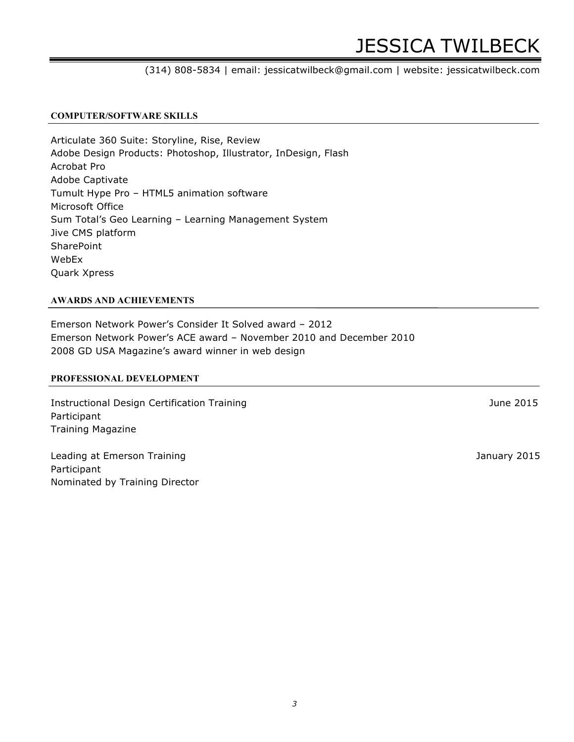# JESSICA TWILBECK

(314) 808-5834 | email: jessicatwilbeck@gmail.com | website: jessicatwilbeck.com

## COMPUTER/SOFTWARE SKILLS

Articulate 360 Suite: Storyline, Rise, Review
Adobe Design Products: Photoshop, Illustrator, InDesign, Flash
Acrobat Pro
Adobe Captivate
Tumult Hype Pro – HTML5 animation software
Microsoft Office
Sum Total's Geo Learning – Learning Management System
Jive CMS platform
SharePoint
WebEx
Quark Xpress

## AWARDS AND ACHIEVEMENTS

Emerson Network Power's Consider It Solved award – 2012
Emerson Network Power's ACE award – November 2010 and December 2010
2008 GD USA Magazine's award winner in web design

## PROFESSIONAL DEVELOPMENT

Instructional Design Certification Training — June 2015
Participant
Training Magazine

Leading at Emerson Training — January 2015
Participant
Nominated by Training Director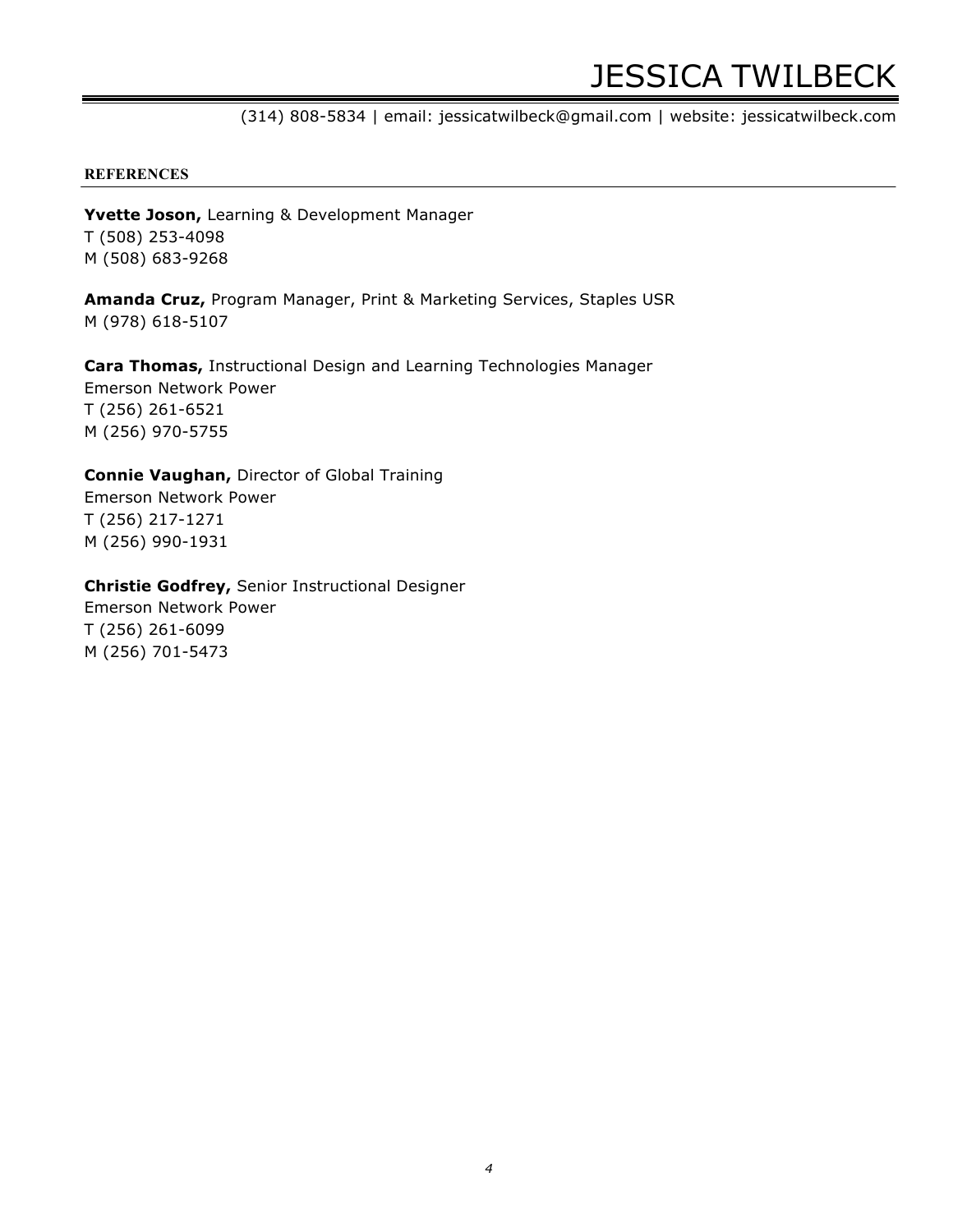# JESSICA TWILBECK

(314) 808-5834 | email: jessicatwilbeck@gmail.com | website: jessicatwilbeck.com

## REFERENCES

**Yvette Joson,** Learning & Development Manager
T (508) 253-4098
M (508) 683-9268

**Amanda Cruz,** Program Manager, Print & Marketing Services, Staples USR
M (978) 618-5107

**Cara Thomas,** Instructional Design and Learning Technologies Manager
Emerson Network Power
T (256) 261-6521
M (256) 970-5755

**Connie Vaughan,** Director of Global Training
Emerson Network Power
T (256) 217-1271
M (256) 990-1931

**Christie Godfrey,** Senior Instructional Designer
Emerson Network Power
T (256) 261-6099
M (256) 701-5473